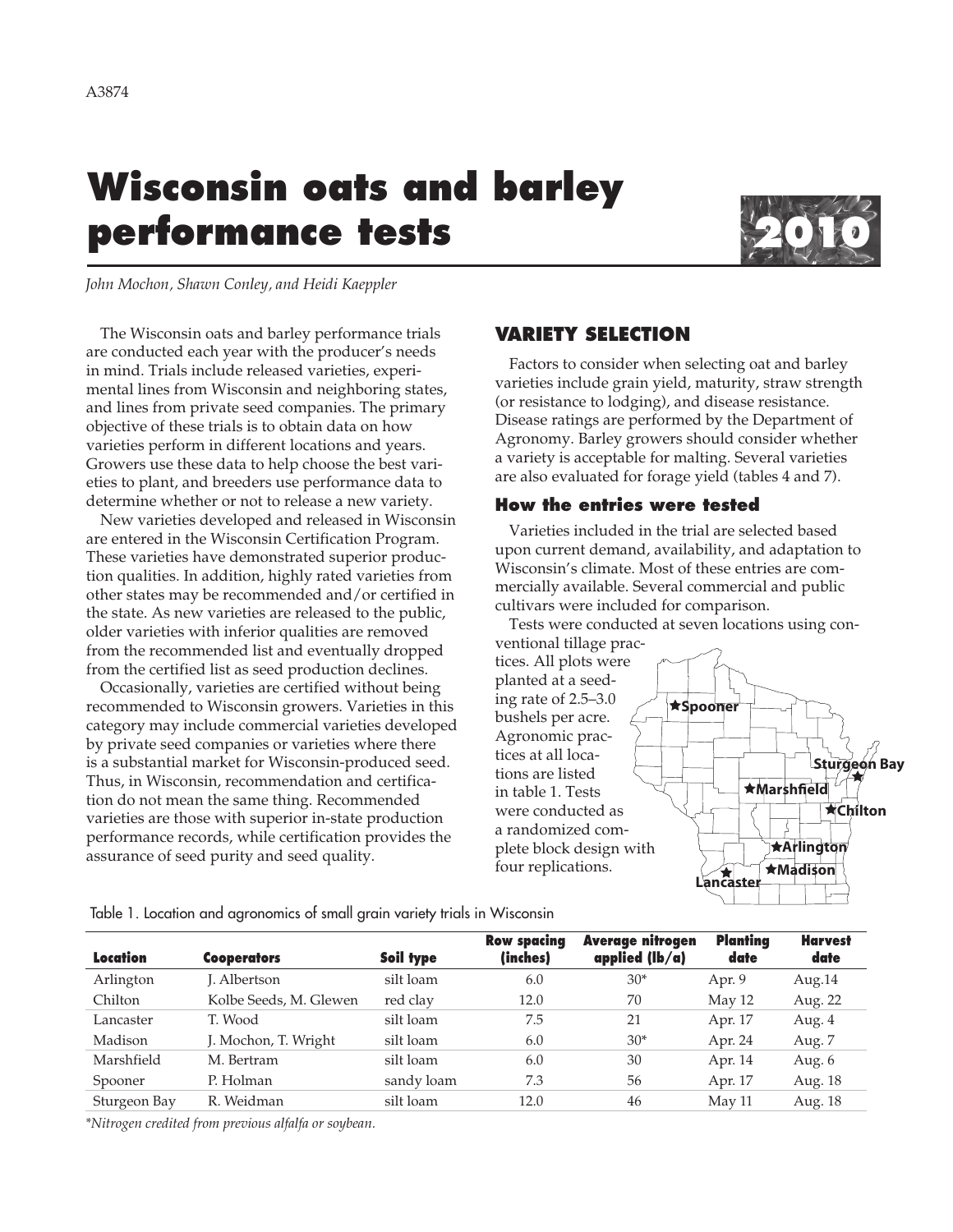A3874

# Wisconsin oats and barley performance tests

2010

*John Mochon, Shawn Conley, and Heidi Kaeppler*

The Wisconsin oats and barley performance trials are conducted each year with the producer's needs in mind. Trials include released varieties, experimental lines from Wisconsin and neighboring states, and lines from private seed companies. The primary objective of these trials is to obtain data on how varieties perform in different locations and years. Growers use these data to help choose the best varieties to plant, and breeders use performance data to determine whether or not to release a new variety.

New varieties developed and released in Wisconsin are entered in the Wisconsin Certification Program. These varieties have demonstrated superior production qualities. In addition, highly rated varieties from other states may be recommended and/or certified in the state. As new varieties are released to the public, older varieties with inferior qualities are removed from the recommended list and eventually dropped from the certified list as seed production declines.

Occasionally, varieties are certified without being recommended to Wisconsin growers. Varieties in this category may include commercial varieties developed by private seed companies or varieties where there is a substantial market for Wisconsin-produced seed. Thus, in Wisconsin, recommendation and certification do not mean the same thing. Recommended varieties are those with superior in-state production performance records, while certification provides the assurance of seed purity and seed quality.

## VARIETY SELECTION

Factors to consider when selecting oat and barley varieties include grain yield, maturity, straw strength (or resistance to lodging), and disease resistance. Disease ratings are performed by the Department of Agronomy. Barley growers should consider whether a variety is acceptable for malting. Several varieties are also evaluated for forage yield (tables 4 and 7).

### How the entries were tested

Varieties included in the trial are selected based upon current demand, availability, and adaptation to Wisconsin's climate. Most of these entries are commercially available. Several commercial and public cultivars were included for comparison.

Tests were conducted at seven locations using conventional tillage practices. All plots were planted at a seeding rate of 2.5–3.0 bushels per acre. Agronomic practices at all locations are listed in table 1. Tests were conducted as a randomized complete block design with four replications.

Spooner, Sturgeon Bay, Marshfield, Chilton, Arlington, Madison, Lancaster

Table 1. Location and agronomics of small grain variety trials in Wisconsin

| Location | Cooperators | Soil type | Row spacing (inches) | Average nitrogen applied (lb/a) | Planting date | Harvest date |
|---|---|---|---|---|---|---|
| Arlington | J. Albertson | silt loam | 6.0 | 30* | Apr. 9 | Aug.14 |
| Chilton | Kolbe Seeds, M. Glewen | red clay | 12.0 | 70 | May 12 | Aug. 22 |
| Lancaster | T. Wood | silt loam | 7.5 | 21 | Apr. 17 | Aug. 4 |
| Madison | J. Mochon, T. Wright | silt loam | 6.0 | 30* | Apr. 24 | Aug. 7 |
| Marshfield | M. Bertram | silt loam | 6.0 | 30 | Apr. 14 | Aug. 6 |
| Spooner | P. Holman | sandy loam | 7.3 | 56 | Apr. 17 | Aug. 18 |
| Sturgeon Bay | R. Weidman | silt loam | 12.0 | 46 | May 11 | Aug. 18 |

*Nitrogen credited from previous alfalfa or soybean.*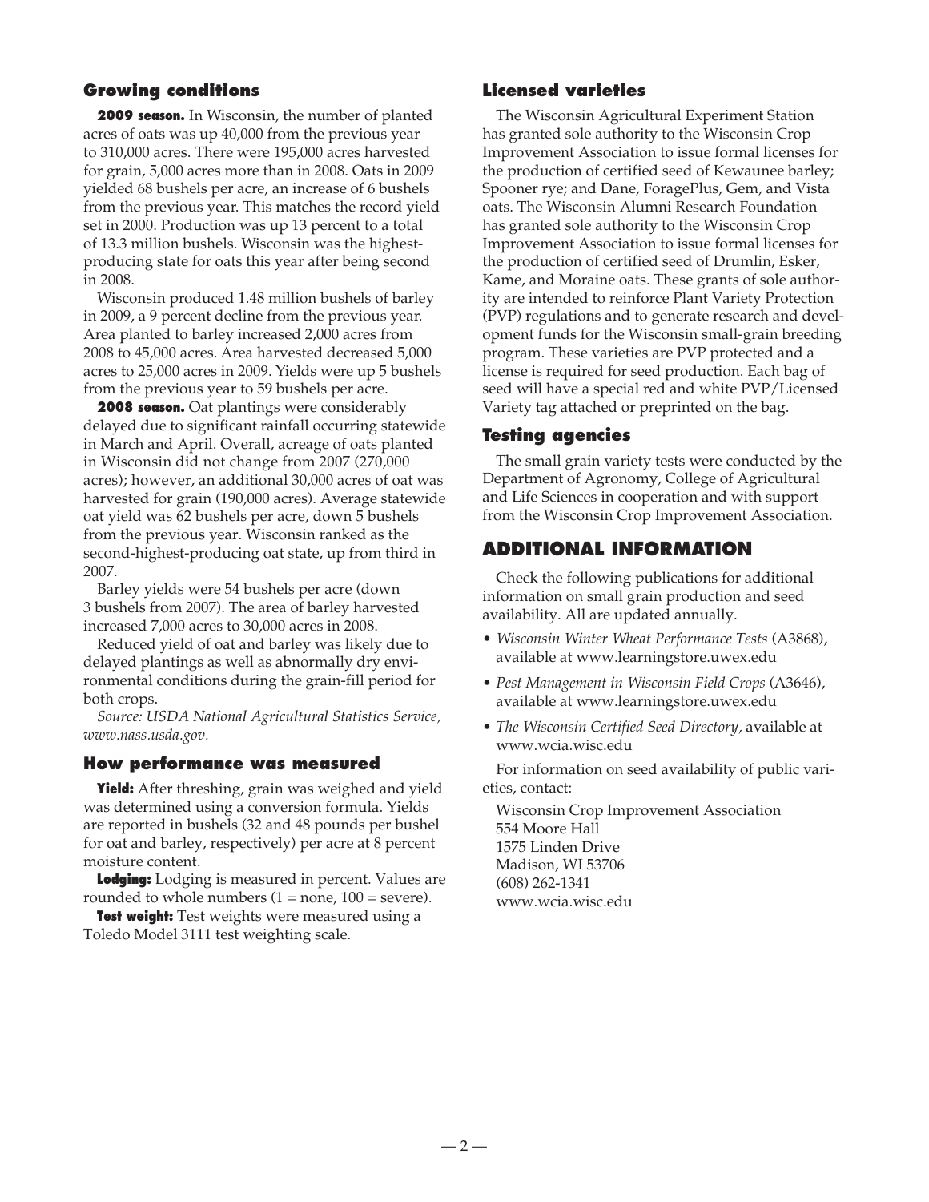## Growing conditions

**2009 season.** In Wisconsin, the number of planted acres of oats was up 40,000 from the previous year to 310,000 acres. There were 195,000 acres harvested for grain, 5,000 acres more than in 2008. Oats in 2009 yielded 68 bushels per acre, an increase of 6 bushels from the previous year. This matches the record yield set in 2000. Production was up 13 percent to a total of 13.3 million bushels. Wisconsin was the highest-producing state for oats this year after being second in 2008.

Wisconsin produced 1.48 million bushels of barley in 2009, a 9 percent decline from the previous year. Area planted to barley increased 2,000 acres from 2008 to 45,000 acres. Area harvested decreased 5,000 acres to 25,000 acres in 2009. Yields were up 5 bushels from the previous year to 59 bushels per acre.

**2008 season.** Oat plantings were considerably delayed due to significant rainfall occurring statewide in March and April. Overall, acreage of oats planted in Wisconsin did not change from 2007 (270,000 acres); however, an additional 30,000 acres of oat was harvested for grain (190,000 acres). Average statewide oat yield was 62 bushels per acre, down 5 bushels from the previous year. Wisconsin ranked as the second-highest-producing oat state, up from third in 2007.

Barley yields were 54 bushels per acre (down 3 bushels from 2007). The area of barley harvested increased 7,000 acres to 30,000 acres in 2008.

Reduced yield of oat and barley was likely due to delayed plantings as well as abnormally dry environmental conditions during the grain-fill period for both crops.

*Source: USDA National Agricultural Statistics Service, www.nass.usda.gov.*

## How performance was measured

**Yield:** After threshing, grain was weighed and yield was determined using a conversion formula. Yields are reported in bushels (32 and 48 pounds per bushel for oat and barley, respectively) per acre at 8 percent moisture content.

**Lodging:** Lodging is measured in percent. Values are rounded to whole numbers (1 = none, 100 = severe).

**Test weight:** Test weights were measured using a Toledo Model 3111 test weighting scale.

## Licensed varieties

The Wisconsin Agricultural Experiment Station has granted sole authority to the Wisconsin Crop Improvement Association to issue formal licenses for the production of certified seed of Kewaunee barley; Spooner rye; and Dane, ForagePlus, Gem, and Vista oats. The Wisconsin Alumni Research Foundation has granted sole authority to the Wisconsin Crop Improvement Association to issue formal licenses for the production of certified seed of Drumlin, Esker, Kame, and Moraine oats. These grants of sole authority are intended to reinforce Plant Variety Protection (PVP) regulations and to generate research and development funds for the Wisconsin small-grain breeding program. These varieties are PVP protected and a license is required for seed production. Each bag of seed will have a special red and white PVP/Licensed Variety tag attached or preprinted on the bag.

## Testing agencies

The small grain variety tests were conducted by the Department of Agronomy, College of Agricultural and Life Sciences in cooperation and with support from the Wisconsin Crop Improvement Association.

# ADDITIONAL INFORMATION

Check the following publications for additional information on small grain production and seed availability. All are updated annually.

- *Wisconsin Winter Wheat Performance Tests* (A3868), available at www.learningstore.uwex.edu
- *Pest Management in Wisconsin Field Crops* (A3646), available at www.learningstore.uwex.edu
- *The Wisconsin Certified Seed Directory*, available at www.wcia.wisc.edu

For information on seed availability of public varieties, contact:

Wisconsin Crop Improvement Association
554 Moore Hall
1575 Linden Drive
Madison, WI 53706
(608) 262-1341
www.wcia.wisc.edu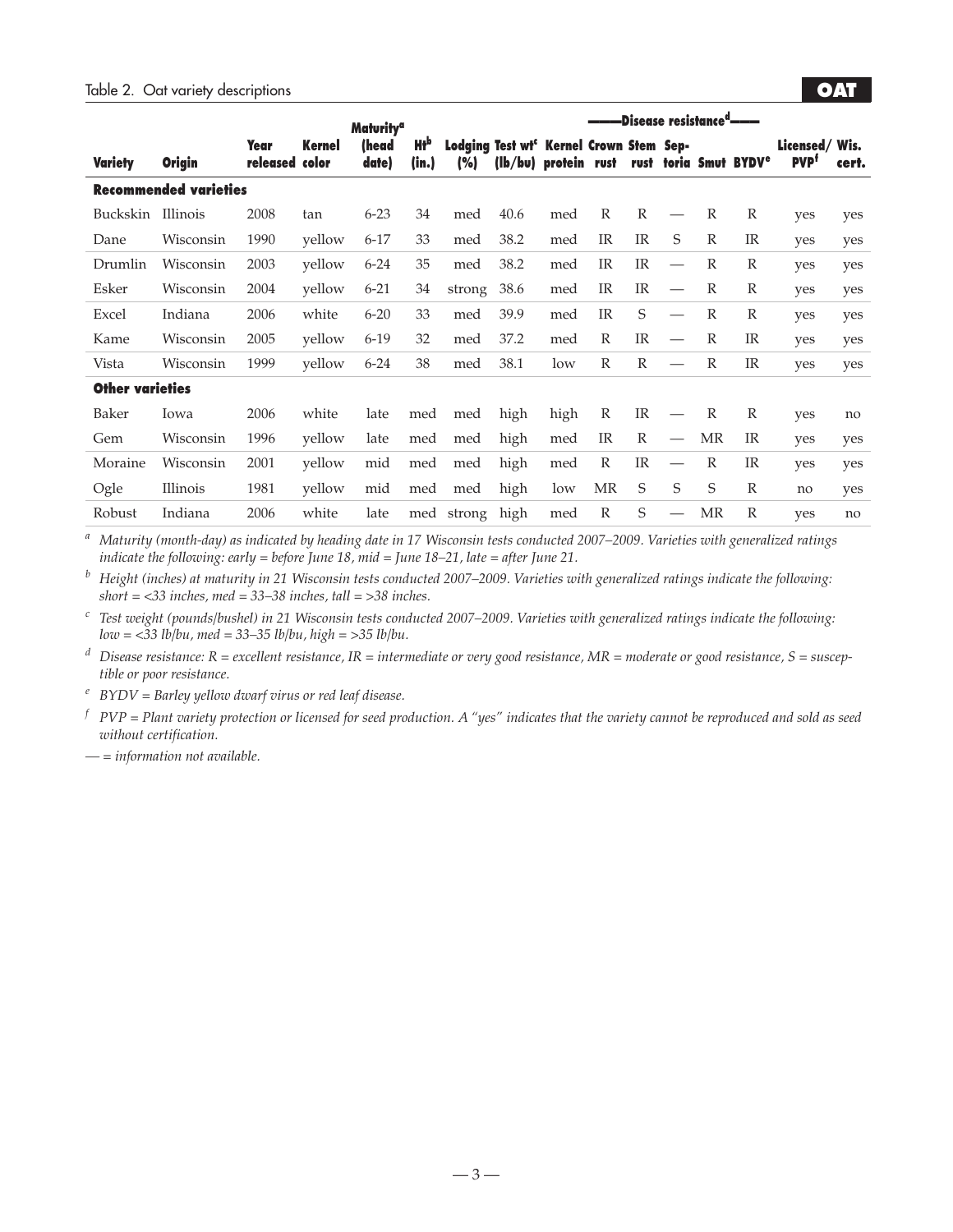Table 2. Oat variety descriptions

| Variety | Origin | Year released | Kernel color | Maturity[a] (head date) | Ht[b] (in.) | Lodging (%) | Test wt[c] (lb/bu) | Kernel protein | Disease resistance[d] Crown rust | Stem rust | Septoria | Smut | BYDV[e] | Licensed/ PVP[f] | Wis. cert. |
|---|---|---|---|---|---|---|---|---|---|---|---|---|---|---|---|
| **Recommended varieties** | | | | | | | | | | | | | | | |
| Buckskin | Illinois | 2008 | tan | 6-23 | 34 | med | 40.6 | med | R | R | — | R | R | yes | yes |
| Dane | Wisconsin | 1990 | yellow | 6-17 | 33 | med | 38.2 | med | IR | IR | S | R | IR | yes | yes |
| Drumlin | Wisconsin | 2003 | yellow | 6-24 | 35 | med | 38.2 | med | IR | IR | — | R | R | yes | yes |
| Esker | Wisconsin | 2004 | yellow | 6-21 | 34 | strong | 38.6 | med | IR | IR | — | R | R | yes | yes |
| Excel | Indiana | 2006 | white | 6-20 | 33 | med | 39.9 | med | IR | S | — | R | R | yes | yes |
| Kame | Wisconsin | 2005 | yellow | 6-19 | 32 | med | 37.2 | med | R | IR | — | R | IR | yes | yes |
| Vista | Wisconsin | 1999 | yellow | 6-24 | 38 | med | 38.1 | low | R | R | — | R | IR | yes | yes |
| **Other varieties** | | | | | | | | | | | | | | | |
| Baker | Iowa | 2006 | white | late | med | med | high | high | R | IR | — | R | R | yes | no |
| Gem | Wisconsin | 1996 | yellow | late | med | med | high | med | IR | R | — | MR | IR | yes | yes |
| Moraine | Wisconsin | 2001 | yellow | mid | med | med | high | med | R | IR | — | R | IR | yes | yes |
| Ogle | Illinois | 1981 | yellow | mid | med | med | high | low | MR | S | S | S | R | no | yes |
| Robust | Indiana | 2006 | white | late | med | strong | high | med | R | S | — | MR | R | yes | no |

[a] *Maturity (month-day) as indicated by heading date in 17 Wisconsin tests conducted 2007–2009. Varieties with generalized ratings indicate the following: early = before June 18, mid = June 18–21, late = after June 21.*

[b] *Height (inches) at maturity in 21 Wisconsin tests conducted 2007–2009. Varieties with generalized ratings indicate the following: short = <33 inches, med = 33–38 inches, tall = >38 inches.*

[c] *Test weight (pounds/bushel) in 21 Wisconsin tests conducted 2007–2009. Varieties with generalized ratings indicate the following: low = <33 lb/bu, med = 33–35 lb/bu, high = >35 lb/bu.*

[d] *Disease resistance: R = excellent resistance, IR = intermediate or very good resistance, MR = moderate or good resistance, S = susceptible or poor resistance.*

[e] *BYDV = Barley yellow dwarf virus or red leaf disease.*

[f] *PVP = Plant variety protection or licensed for seed production. A "yes" indicates that the variety cannot be reproduced and sold as seed without certification.*

*— = information not available.*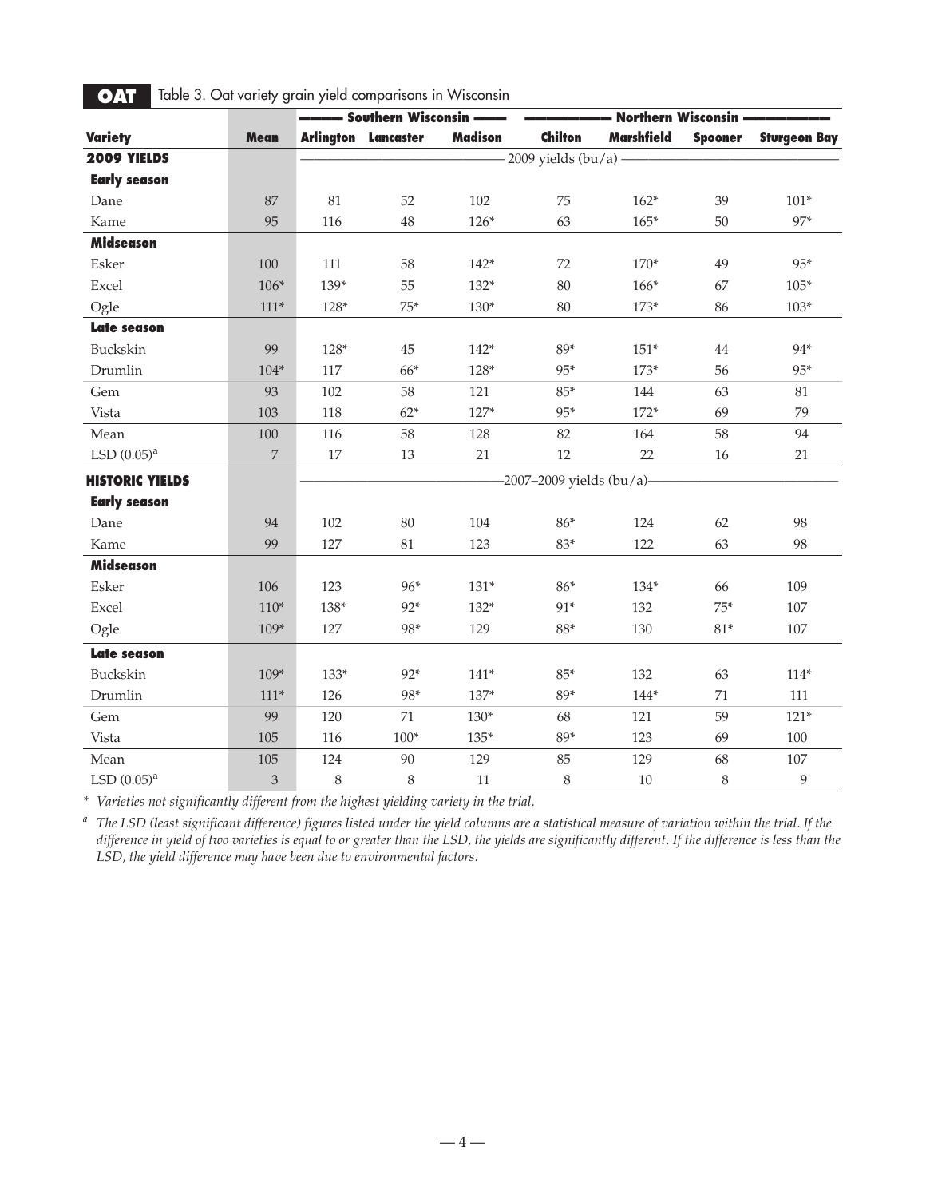**OAT** Table 3. Oat variety grain yield comparisons in Wisconsin

| | | Southern Wisconsin | | | Northern Wisconsin | | | |
|---|---|---|---|---|---|---|---|---|
| **Variety** | **Mean** | **Arlington** | **Lancaster** | **Madison** | **Chilton** | **Marshfield** | **Spooner** | **Sturgeon Bay** |
| **2009 YIELDS** | | 2009 yields (bu/a) | | | | | | |
| **Early season** | | | | | | | | |
| Dane | 87 | 81 | 52 | 102 | 75 | 162* | 39 | 101* |
| Kame | 95 | 116 | 48 | 126* | 63 | 165* | 50 | 97* |
| **Midseason** | | | | | | | | |
| Esker | 100 | 111 | 58 | 142* | 72 | 170* | 49 | 95* |
| Excel | 106* | 139* | 55 | 132* | 80 | 166* | 67 | 105* |
| Ogle | 111* | 128* | 75* | 130* | 80 | 173* | 86 | 103* |
| **Late season** | | | | | | | | |
| Buckskin | 99 | 128* | 45 | 142* | 89* | 151* | 44 | 94* |
| Drumlin | 104* | 117 | 66* | 128* | 95* | 173* | 56 | 95* |
| Gem | 93 | 102 | 58 | 121 | 85* | 144 | 63 | 81 |
| Vista | 103 | 118 | 62* | 127* | 95* | 172* | 69 | 79 |
| Mean | 100 | 116 | 58 | 128 | 82 | 164 | 58 | 94 |
| LSD (0.05)[a] | 7 | 17 | 13 | 21 | 12 | 22 | 16 | 21 |
| **HISTORIC YIELDS** | | 2007–2009 yields (bu/a) | | | | | | |
| **Early season** | | | | | | | | |
| Dane | 94 | 102 | 80 | 104 | 86* | 124 | 62 | 98 |
| Kame | 99 | 127 | 81 | 123 | 83* | 122 | 63 | 98 |
| **Midseason** | | | | | | | | |
| Esker | 106 | 123 | 96* | 131* | 86* | 134* | 66 | 109 |
| Excel | 110* | 138* | 92* | 132* | 91* | 132 | 75* | 107 |
| Ogle | 109* | 127 | 98* | 129 | 88* | 130 | 81* | 107 |
| **Late season** | | | | | | | | |
| Buckskin | 109* | 133* | 92* | 141* | 85* | 132 | 63 | 114* |
| Drumlin | 111* | 126 | 98* | 137* | 89* | 144* | 71 | 111 |
| Gem | 99 | 120 | 71 | 130* | 68 | 121 | 59 | 121* |
| Vista | 105 | 116 | 100* | 135* | 89* | 123 | 69 | 100 |
| Mean | 105 | 124 | 90 | 129 | 85 | 129 | 68 | 107 |
| LSD (0.05)[a] | 3 | 8 | 8 | 11 | 8 | 10 | 8 | 9 |

\* *Varieties not significantly different from the highest yielding variety in the trial.*

[a] *The LSD (least significant difference) figures listed under the yield columns are a statistical measure of variation within the trial. If the difference in yield of two varieties is equal to or greater than the LSD, the yields are significantly different. If the difference is less than the LSD, the yield difference may have been due to environmental factors.*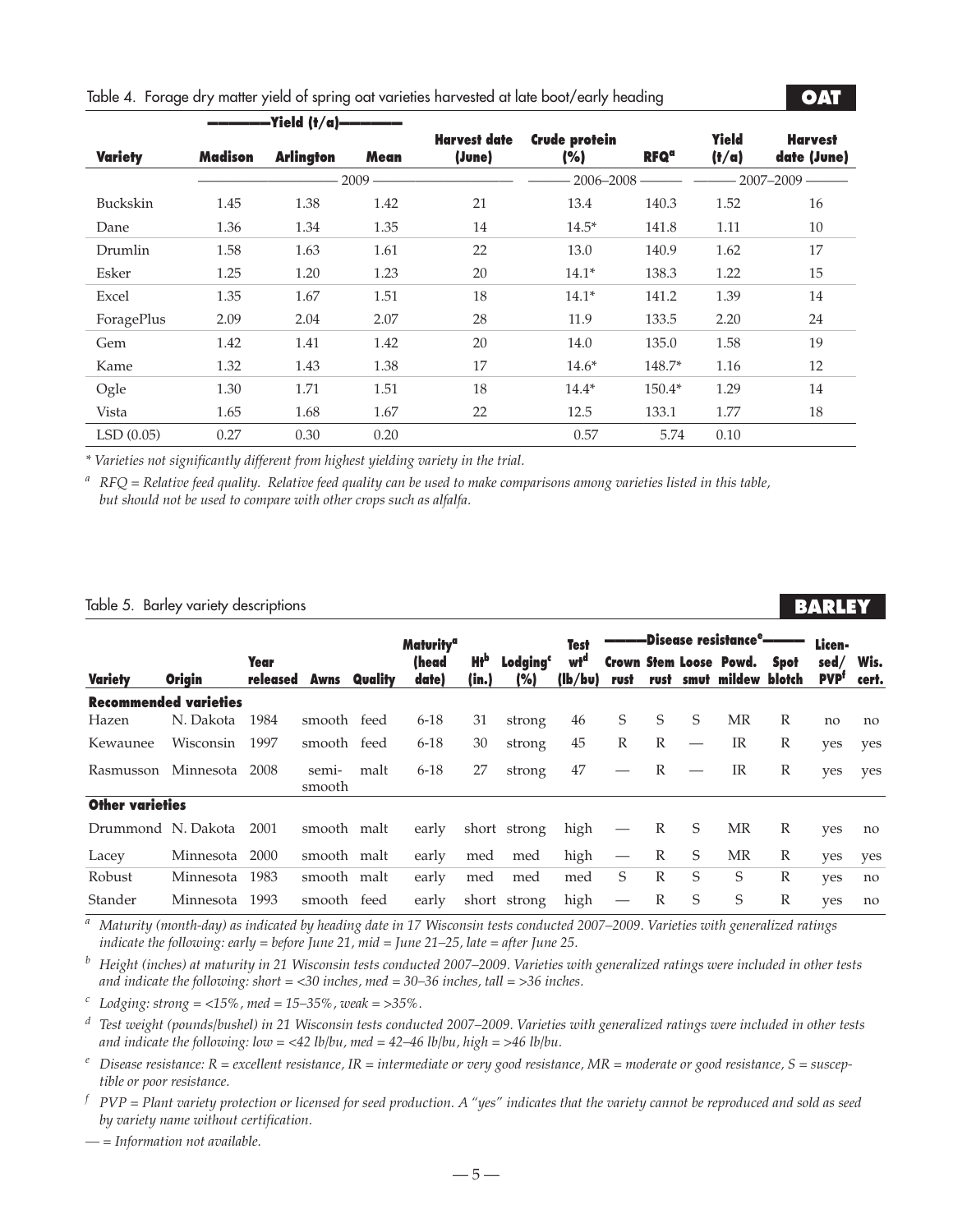Table 4. Forage dry matter yield of spring oat varieties harvested at late boot/early heading

**OAT**

| Variety | Yield (t/a) Madison | Arlington | Mean | Harvest date (June) | Crude protein (%) | RFQ[a] | Yield (t/a) | Harvest date (June) |
|---|---|---|---|---|---|---|---|---|
| | 2009 | | | | 2006–2008 | | 2007–2009 | |
| Buckskin | 1.45 | 1.38 | 1.42 | 21 | 13.4 | 140.3 | 1.52 | 16 |
| Dane | 1.36 | 1.34 | 1.35 | 14 | 14.5* | 141.8 | 1.11 | 10 |
| Drumlin | 1.58 | 1.63 | 1.61 | 22 | 13.0 | 140.9 | 1.62 | 17 |
| Esker | 1.25 | 1.20 | 1.23 | 20 | 14.1* | 138.3 | 1.22 | 15 |
| Excel | 1.35 | 1.67 | 1.51 | 18 | 14.1* | 141.2 | 1.39 | 14 |
| ForagePlus | 2.09 | 2.04 | 2.07 | 28 | 11.9 | 133.5 | 2.20 | 24 |
| Gem | 1.42 | 1.41 | 1.42 | 20 | 14.0 | 135.0 | 1.58 | 19 |
| Kame | 1.32 | 1.43 | 1.38 | 17 | 14.6* | 148.7* | 1.16 | 12 |
| Ogle | 1.30 | 1.71 | 1.51 | 18 | 14.4* | 150.4* | 1.29 | 14 |
| Vista | 1.65 | 1.68 | 1.67 | 22 | 12.5 | 133.1 | 1.77 | 18 |
| LSD (0.05) | 0.27 | 0.30 | 0.20 | | 0.57 | 5.74 | 0.10 | |

*\* Varieties not significantly different from highest yielding variety in the trial.*

*[a] RFQ = Relative feed quality. Relative feed quality can be used to make comparisons among varieties listed in this table, but should not be used to compare with other crops such as alfalfa.*

Table 5. Barley variety descriptions

**BARLEY**

| Variety | Origin | Year released | Awns | Quality | Maturity[a] (head date) | Ht[b] (in.) | Lodging[c] (%) | Test wt[d] (lb/bu) | Disease resistance[e] Crown rust | Stem rust | Loose smut | Powd. mildew | Spot blotch | Licensed/ PVP[f] | Wis. cert. |
|---|---|---|---|---|---|---|---|---|---|---|---|---|---|---|---|
| **Recommended varieties** | | | | | | | | | | | | | | | |
| Hazen | N. Dakota | 1984 | smooth | feed | 6-18 | 31 | strong | 46 | S | S | S | MR | R | no | no |
| Kewaunee | Wisconsin | 1997 | smooth | feed | 6-18 | 30 | strong | 45 | R | R | — | IR | R | yes | yes |
| Rasmusson | Minnesota | 2008 | semi-smooth | malt | 6-18 | 27 | strong | 47 | — | R | — | IR | R | yes | yes |
| **Other varieties** | | | | | | | | | | | | | | | |
| Drummond | N. Dakota | 2001 | smooth | malt | early | short | strong | high | — | R | S | MR | R | yes | no |
| Lacey | Minnesota | 2000 | smooth | malt | early | med | med | high | — | R | S | MR | R | yes | yes |
| Robust | Minnesota | 1983 | smooth | malt | early | med | med | med | S | R | S | S | R | yes | no |
| Stander | Minnesota | 1993 | smooth | feed | early | short | strong | high | — | R | S | S | R | yes | no |

*[a] Maturity (month-day) as indicated by heading date in 17 Wisconsin tests conducted 2007–2009. Varieties with generalized ratings indicate the following: early = before June 21, mid = June 21–25, late = after June 25.*

*[b] Height (inches) at maturity in 21 Wisconsin tests conducted 2007–2009. Varieties with generalized ratings were included in other tests and indicate the following: short = <30 inches, med = 30–36 inches, tall = >36 inches.*

*[c] Lodging: strong = <15%, med = 15–35%, weak = >35%.*

*[d] Test weight (pounds/bushel) in 21 Wisconsin tests conducted 2007–2009. Varieties with generalized ratings were included in other tests and indicate the following: low = <42 lb/bu, med = 42–46 lb/bu, high = >46 lb/bu.*

*[e] Disease resistance: R = excellent resistance, IR = intermediate or very good resistance, MR = moderate or good resistance, S = susceptible or poor resistance.*

*[f] PVP = Plant variety protection or licensed for seed production. A "yes" indicates that the variety cannot be reproduced and sold as seed by variety name without certification.*

*— = Information not available.*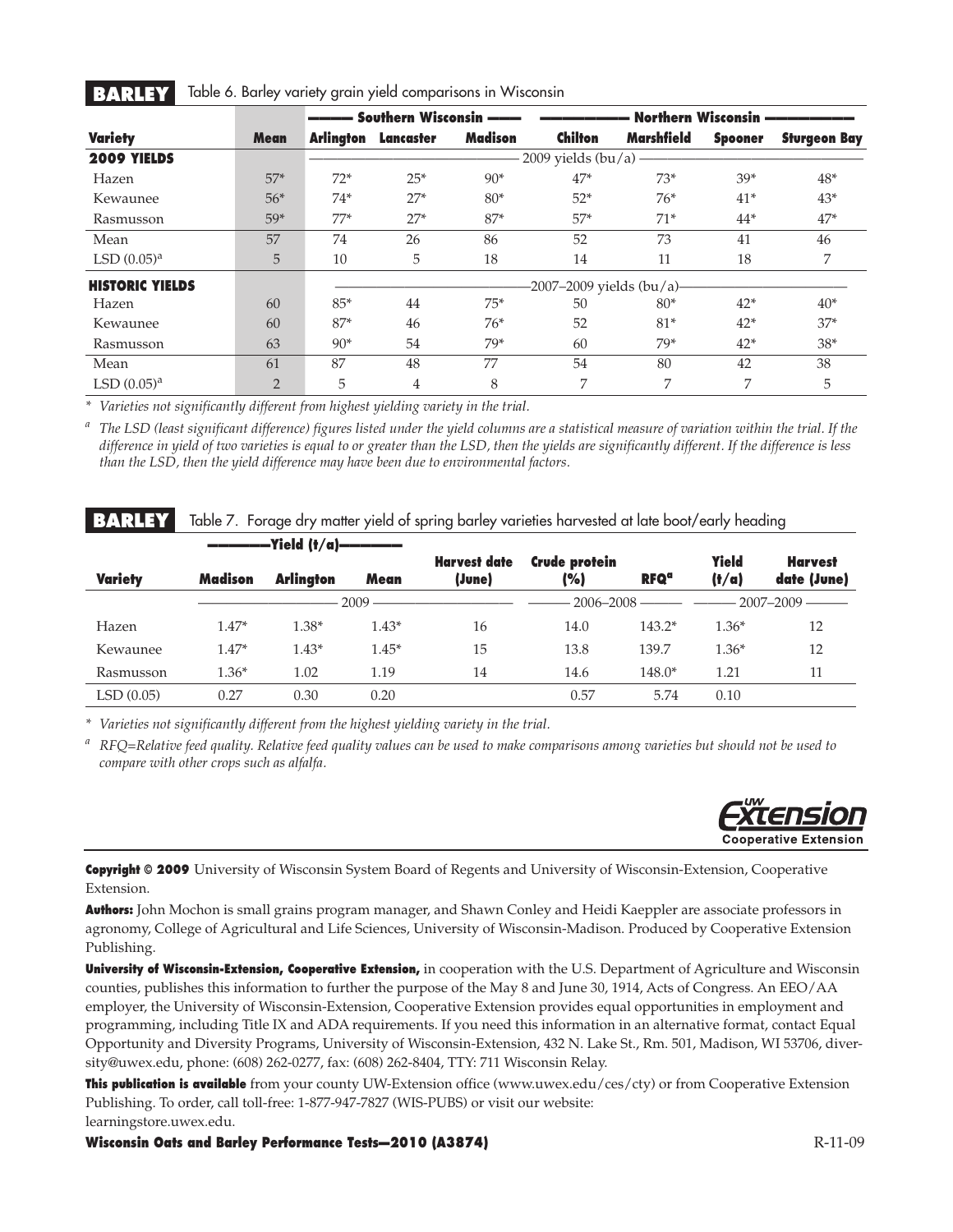**BARLEY** Table 6. Barley variety grain yield comparisons in Wisconsin

| Variety | Mean | Southern Wisconsin | | | Northern Wisconsin | | | |
|---|---|---|---|---|---|---|---|---|
| | | Arlington | Lancaster | Madison | Chilton | Marshfield | Spooner | Sturgeon Bay |
| **2009 YIELDS** | | 2009 yields (bu/a) | | | | | | |
| Hazen | 57* | 72* | 25* | 90* | 47* | 73* | 39* | 48* |
| Kewaunee | 56* | 74* | 27* | 80* | 52* | 76* | 41* | 43* |
| Rasmusson | 59* | 77* | 27* | 87* | 57* | 71* | 44* | 47* |
| Mean | 57 | 74 | 26 | 86 | 52 | 73 | 41 | 46 |
| LSD (0.05)[a] | 5 | 10 | 5 | 18 | 14 | 11 | 18 | 7 |
| **HISTORIC YIELDS** | | 2007–2009 yields (bu/a) | | | | | | |
| Hazen | 60 | 85* | 44 | 75* | 50 | 80* | 42* | 40* |
| Kewaunee | 60 | 87* | 46 | 76* | 52 | 81* | 42* | 37* |
| Rasmusson | 63 | 90* | 54 | 79* | 60 | 79* | 42* | 38* |
| Mean | 61 | 87 | 48 | 77 | 54 | 80 | 42 | 38 |
| LSD (0.05)[a] | 2 | 5 | 4 | 8 | 7 | 7 | 7 | 5 |

\* *Varieties not significantly different from highest yielding variety in the trial.*

[a] *The LSD (least significant difference) figures listed under the yield columns are a statistical measure of variation within the trial. If the difference in yield of two varieties is equal to or greater than the LSD, then the yields are significantly different. If the difference is less than the LSD, then the yield difference may have been due to environmental factors.*

**BARLEY** Table 7. Forage dry matter yield of spring barley varieties harvested at late boot/early heading

| Variety | Yield (t/a) | | | Harvest date (June) | Crude protein (%) | RFQ[a] | Yield (t/a) | Harvest date (June) |
|---|---|---|---|---|---|---|---|---|
| | Madison | Arlington | Mean | | | | | |
| | 2009 | | | | 2006–2008 | | 2007–2009 | |
| Hazen | 1.47* | 1.38* | 1.43* | 16 | 14.0 | 143.2* | 1.36* | 12 |
| Kewaunee | 1.47* | 1.43* | 1.45* | 15 | 13.8 | 139.7 | 1.36* | 12 |
| Rasmusson | 1.36* | 1.02 | 1.19 | 14 | 14.6 | 148.0* | 1.21 | 11 |
| LSD (0.05) | 0.27 | 0.30 | 0.20 | | 0.57 | 5.74 | 0.10 | |

\* *Varieties not significantly different from the highest yielding variety in the trial.*

[a] *RFQ=Relative feed quality. Relative feed quality values can be used to make comparisons among varieties but should not be used to compare with other crops such as alfalfa.*

UW Extension
Cooperative Extension

**Copyright © 2009** University of Wisconsin System Board of Regents and University of Wisconsin-Extension, Cooperative Extension.

**Authors:** John Mochon is small grains program manager, and Shawn Conley and Heidi Kaeppler are associate professors in agronomy, College of Agricultural and Life Sciences, University of Wisconsin-Madison. Produced by Cooperative Extension Publishing.

**University of Wisconsin-Extension, Cooperative Extension,** in cooperation with the U.S. Department of Agriculture and Wisconsin counties, publishes this information to further the purpose of the May 8 and June 30, 1914, Acts of Congress. An EEO/AA employer, the University of Wisconsin-Extension, Cooperative Extension provides equal opportunities in employment and programming, including Title IX and ADA requirements. If you need this information in an alternative format, contact Equal Opportunity and Diversity Programs, University of Wisconsin-Extension, 432 N. Lake St., Rm. 501, Madison, WI 53706, diversity@uwex.edu, phone: (608) 262-0277, fax: (608) 262-8404, TTY: 711 Wisconsin Relay.

**This publication is available** from your county UW-Extension office (www.uwex.edu/ces/cty) or from Cooperative Extension Publishing. To order, call toll-free: 1-877-947-7827 (WIS-PUBS) or visit our website: learningstore.uwex.edu.

**Wisconsin Oats and Barley Performance Tests—2010 (A3874)** R-11-09